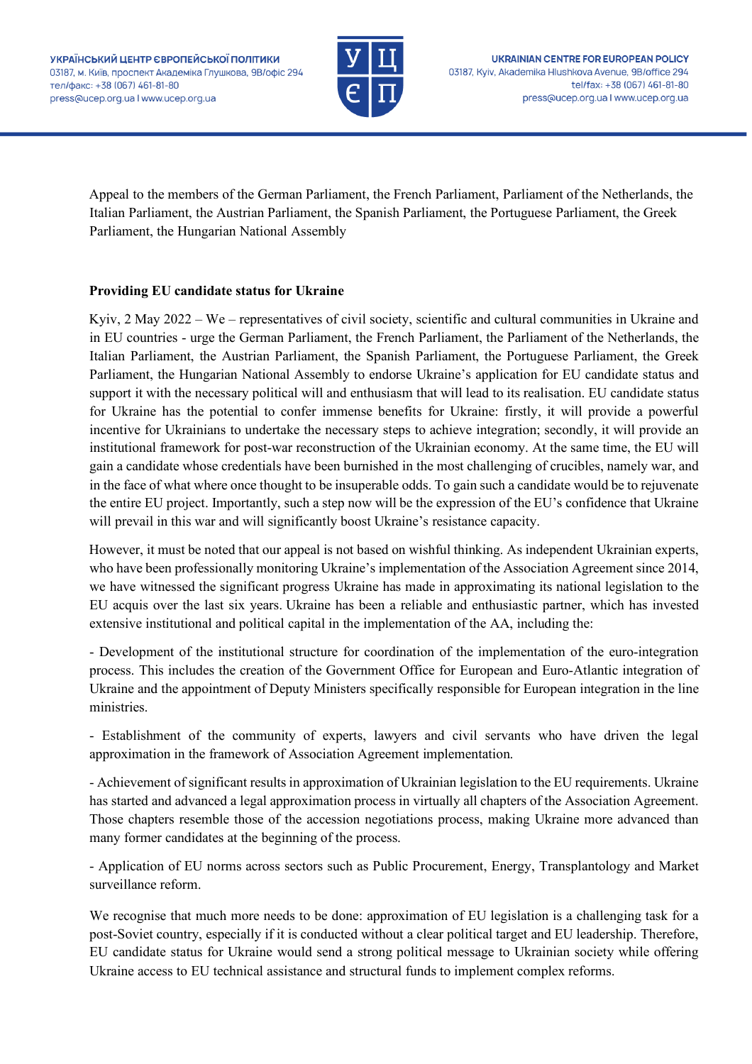УКРАЇНСЬКИЙ ЦЕНТР ЄВРОПЕЙСЬКОЇ ПОЛІТИКИ
03187, м. Київ, проспект Академіка Глушкова, 9В/офіс 294
тел/факс: +38 (067) 461-81-80
press@ucep.org.ua | www.ucep.org.ua

UKRAINIAN CENTRE FOR EUROPEAN POLICY
03187, Kyiv, Akademika Hlushkova Avenue, 9B/office 294
tel/fax: +38 (067) 461-81-80
press@ucep.org.ua | www.ucep.org.ua

Appeal to the members of the German Parliament, the French Parliament, Parliament of the Netherlands, the Italian Parliament, the Austrian Parliament, the Spanish Parliament, the Portuguese Parliament, the Greek Parliament, the Hungarian National Assembly

**Providing EU candidate status for Ukraine**

Kyiv, 2 May 2022 – We – representatives of civil society, scientific and cultural communities in Ukraine and in EU countries - urge the German Parliament, the French Parliament, the Parliament of the Netherlands, the Italian Parliament, the Austrian Parliament, the Spanish Parliament, the Portuguese Parliament, the Greek Parliament, the Hungarian National Assembly to endorse Ukraine's application for EU candidate status and support it with the necessary political will and enthusiasm that will lead to its realisation. EU candidate status for Ukraine has the potential to confer immense benefits for Ukraine: firstly, it will provide a powerful incentive for Ukrainians to undertake the necessary steps to achieve integration; secondly, it will provide an institutional framework for post-war reconstruction of the Ukrainian economy. At the same time, the EU will gain a candidate whose credentials have been burnished in the most challenging of crucibles, namely war, and in the face of what where once thought to be insuperable odds. To gain such a candidate would be to rejuvenate the entire EU project. Importantly, such a step now will be the expression of the EU's confidence that Ukraine will prevail in this war and will significantly boost Ukraine's resistance capacity.

However, it must be noted that our appeal is not based on wishful thinking. As independent Ukrainian experts, who have been professionally monitoring Ukraine's implementation of the Association Agreement since 2014, we have witnessed the significant progress Ukraine has made in approximating its national legislation to the EU acquis over the last six years. Ukraine has been a reliable and enthusiastic partner, which has invested extensive institutional and political capital in the implementation of the AA, including the:

- Development of the institutional structure for coordination of the implementation of the euro-integration process. This includes the creation of the Government Office for European and Euro-Atlantic integration of Ukraine and the appointment of Deputy Ministers specifically responsible for European integration in the line ministries.

- Establishment of the community of experts, lawyers and civil servants who have driven the legal approximation in the framework of Association Agreement implementation.

- Achievement of significant results in approximation of Ukrainian legislation to the EU requirements. Ukraine has started and advanced a legal approximation process in virtually all chapters of the Association Agreement. Those chapters resemble those of the accession negotiations process, making Ukraine more advanced than many former candidates at the beginning of the process.

- Application of EU norms across sectors such as Public Procurement, Energy, Transplantology and Market surveillance reform.

We recognise that much more needs to be done: approximation of EU legislation is a challenging task for a post-Soviet country, especially if it is conducted without a clear political target and EU leadership. Therefore, EU candidate status for Ukraine would send a strong political message to Ukrainian society while offering Ukraine access to EU technical assistance and structural funds to implement complex reforms.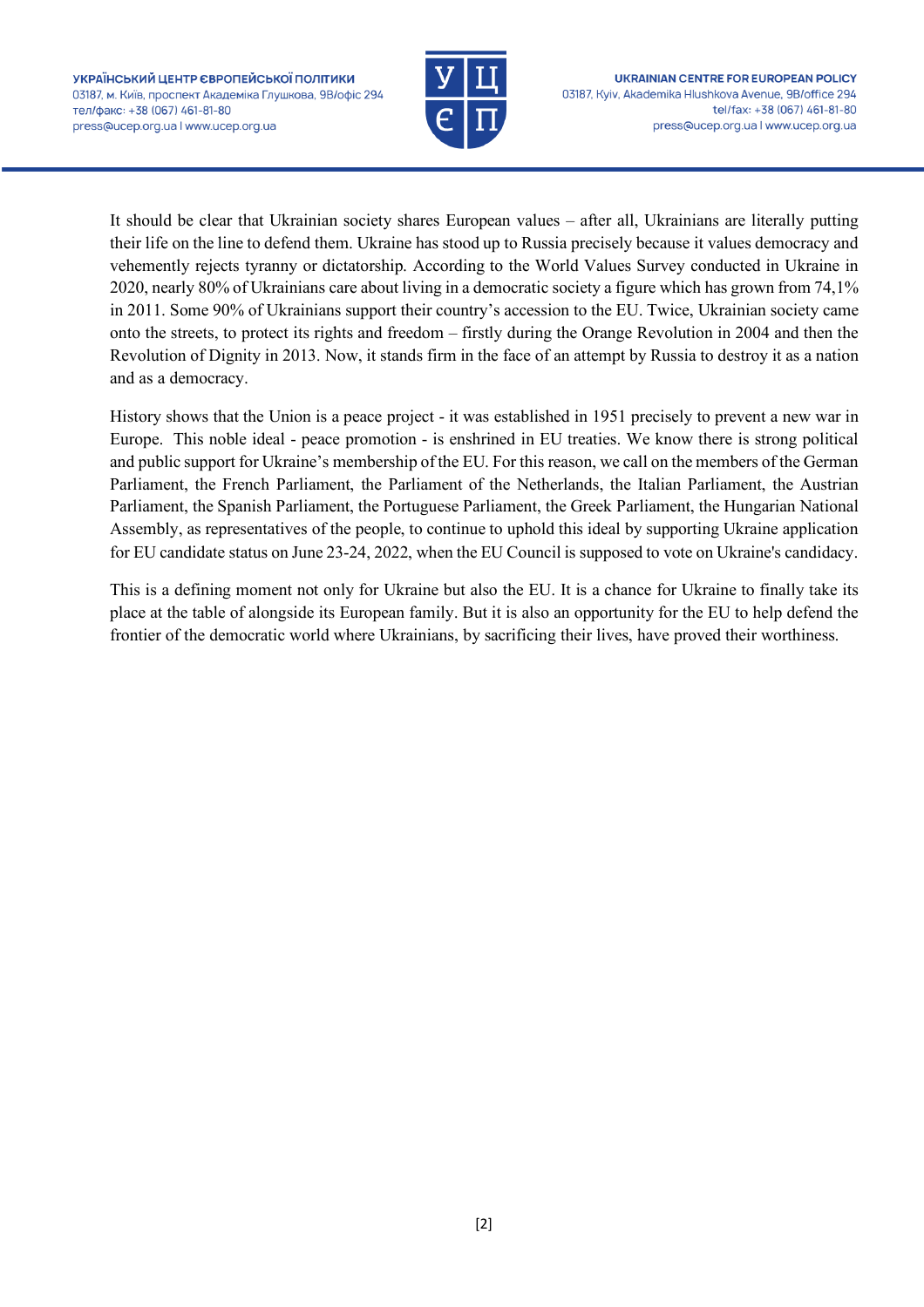It should be clear that Ukrainian society shares European values – after all, Ukrainians are literally putting their life on the line to defend them. Ukraine has stood up to Russia precisely because it values democracy and vehemently rejects tyranny or dictatorship. According to the World Values Survey conducted in Ukraine in 2020, nearly 80% of Ukrainians care about living in a democratic society a figure which has grown from 74,1% in 2011. Some 90% of Ukrainians support their country's accession to the EU. Twice, Ukrainian society came onto the streets, to protect its rights and freedom – firstly during the Orange Revolution in 2004 and then the Revolution of Dignity in 2013. Now, it stands firm in the face of an attempt by Russia to destroy it as a nation and as a democracy.

History shows that the Union is a peace project - it was established in 1951 precisely to prevent a new war in Europe. This noble ideal - peace promotion - is enshrined in EU treaties. We know there is strong political and public support for Ukraine's membership of the EU. For this reason, we call on the members of the German Parliament, the French Parliament, the Parliament of the Netherlands, the Italian Parliament, the Austrian Parliament, the Spanish Parliament, the Portuguese Parliament, the Greek Parliament, the Hungarian National Assembly, as representatives of the people, to continue to uphold this ideal by supporting Ukraine application for EU candidate status on June 23-24, 2022, when the EU Council is supposed to vote on Ukraine's candidacy.

This is a defining moment not only for Ukraine but also the EU. It is a chance for Ukraine to finally take its place at the table of alongside its European family. But it is also an opportunity for the EU to help defend the frontier of the democratic world where Ukrainians, by sacrificing their lives, have proved their worthiness.